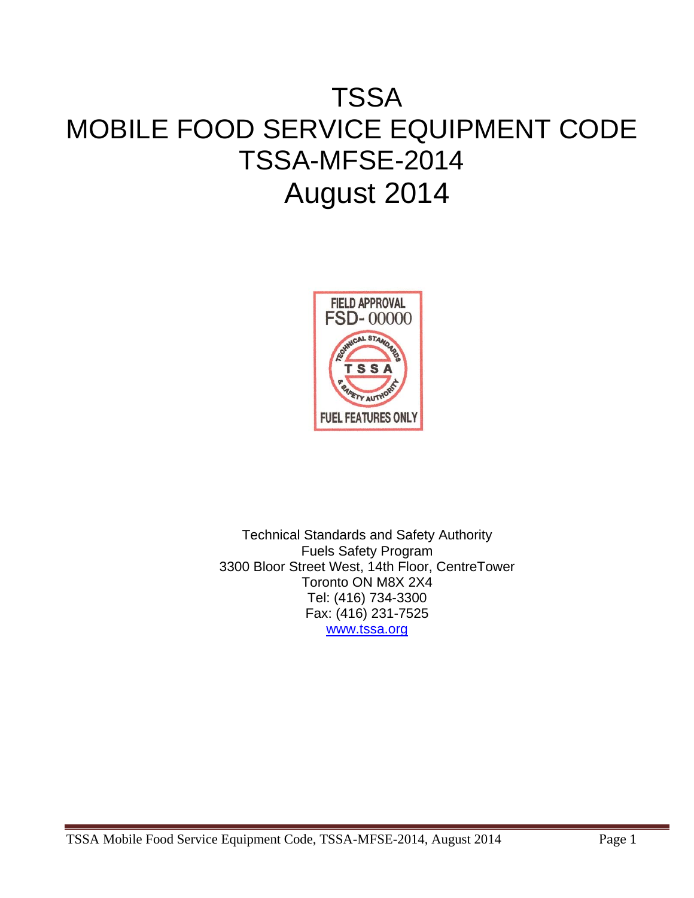# TSSA
# MOBILE FOOD SERVICE EQUIPMENT CODE
# TSSA-MFSE-2014
# August 2014

FIELD APPROVAL
FSD- 00000
TECHNICAL STANDARDS
TSSA
& SAFETY AUTHORITY
FUEL FEATURES ONLY

Technical Standards and Safety Authority
Fuels Safety Program
3300 Bloor Street West, 14th Floor, CentreTower
Toronto ON M8X 2X4
Tel: (416) 734-3300
Fax: (416) 231-7525
www.tssa.org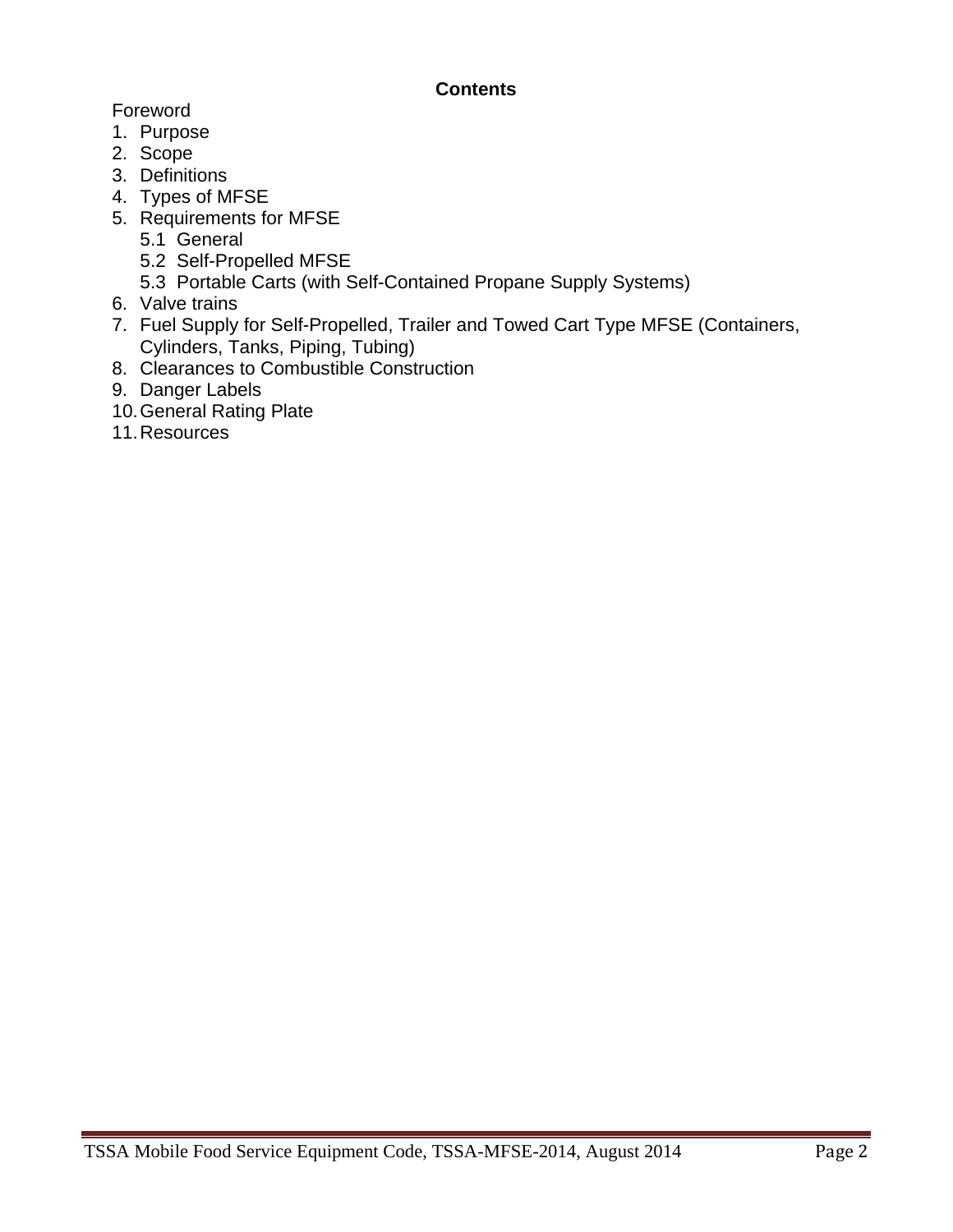**Contents**

Foreword

1. Purpose
2. Scope
3. Definitions
4. Types of MFSE
5. Requirements for MFSE
   - 5.1 General
   - 5.2 Self-Propelled MFSE
   - 5.3 Portable Carts (with Self-Contained Propane Supply Systems)
6. Valve trains
7. Fuel Supply for Self-Propelled, Trailer and Towed Cart Type MFSE (Containers, Cylinders, Tanks, Piping, Tubing)
8. Clearances to Combustible Construction
9. Danger Labels
10. General Rating Plate
11. Resources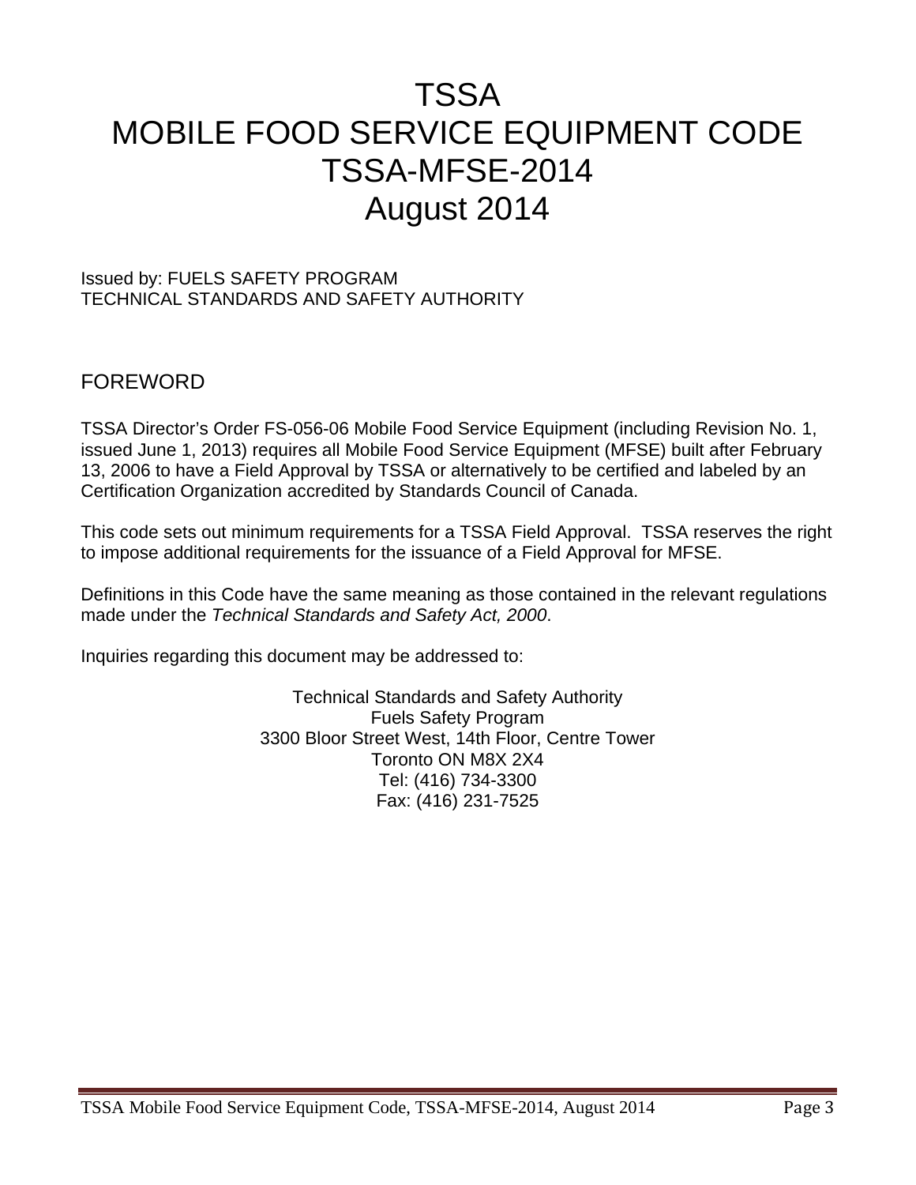# TSSA
# MOBILE FOOD SERVICE EQUIPMENT CODE
# TSSA-MFSE-2014
# August 2014

Issued by: FUELS SAFETY PROGRAM
TECHNICAL STANDARDS AND SAFETY AUTHORITY

## FOREWORD

TSSA Director's Order FS-056-06 Mobile Food Service Equipment (including Revision No. 1, issued June 1, 2013) requires all Mobile Food Service Equipment (MFSE) built after February 13, 2006 to have a Field Approval by TSSA or alternatively to be certified and labeled by an Certification Organization accredited by Standards Council of Canada.

This code sets out minimum requirements for a TSSA Field Approval. TSSA reserves the right to impose additional requirements for the issuance of a Field Approval for MFSE.

Definitions in this Code have the same meaning as those contained in the relevant regulations made under the *Technical Standards and Safety Act, 2000*.

Inquiries regarding this document may be addressed to:

Technical Standards and Safety Authority
Fuels Safety Program
3300 Bloor Street West, 14th Floor, Centre Tower
Toronto ON M8X 2X4
Tel: (416) 734-3300
Fax: (416) 231-7525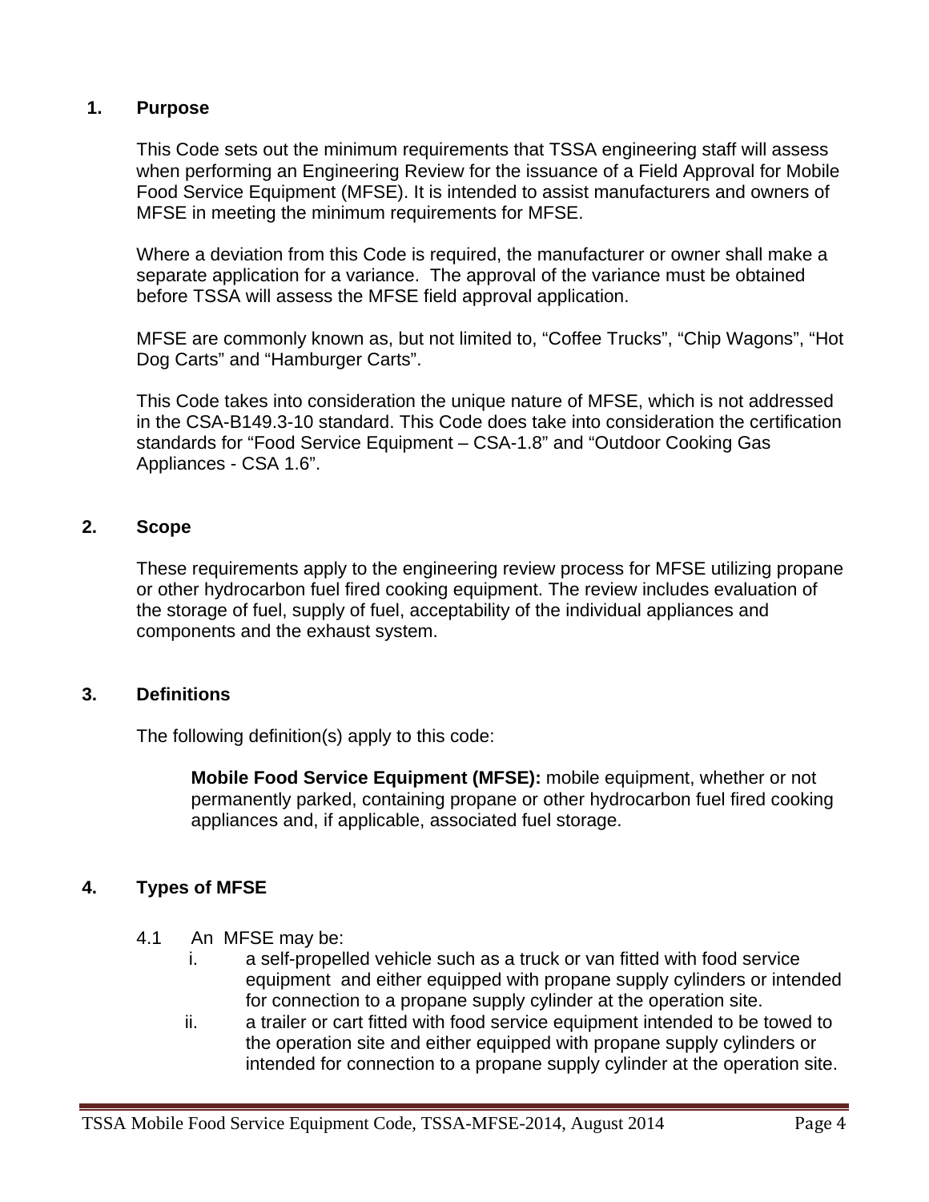## 1. Purpose

This Code sets out the minimum requirements that TSSA engineering staff will assess when performing an Engineering Review for the issuance of a Field Approval for Mobile Food Service Equipment (MFSE). It is intended to assist manufacturers and owners of MFSE in meeting the minimum requirements for MFSE.

Where a deviation from this Code is required, the manufacturer or owner shall make a separate application for a variance. The approval of the variance must be obtained before TSSA will assess the MFSE field approval application.

MFSE are commonly known as, but not limited to, “Coffee Trucks”, “Chip Wagons”, “Hot Dog Carts” and “Hamburger Carts”.

This Code takes into consideration the unique nature of MFSE, which is not addressed in the CSA-B149.3-10 standard. This Code does take into consideration the certification standards for “Food Service Equipment – CSA-1.8” and “Outdoor Cooking Gas Appliances - CSA 1.6”.

## 2. Scope

These requirements apply to the engineering review process for MFSE utilizing propane or other hydrocarbon fuel fired cooking equipment. The review includes evaluation of the storage of fuel, supply of fuel, acceptability of the individual appliances and components and the exhaust system.

## 3. Definitions

The following definition(s) apply to this code:

**Mobile Food Service Equipment (MFSE):** mobile equipment, whether or not permanently parked, containing propane or other hydrocarbon fuel fired cooking appliances and, if applicable, associated fuel storage.

## 4. Types of MFSE

4.1 An MFSE may be:

i. a self-propelled vehicle such as a truck or van fitted with food service equipment and either equipped with propane supply cylinders or intended for connection to a propane supply cylinder at the operation site.

ii. a trailer or cart fitted with food service equipment intended to be towed to the operation site and either equipped with propane supply cylinders or intended for connection to a propane supply cylinder at the operation site.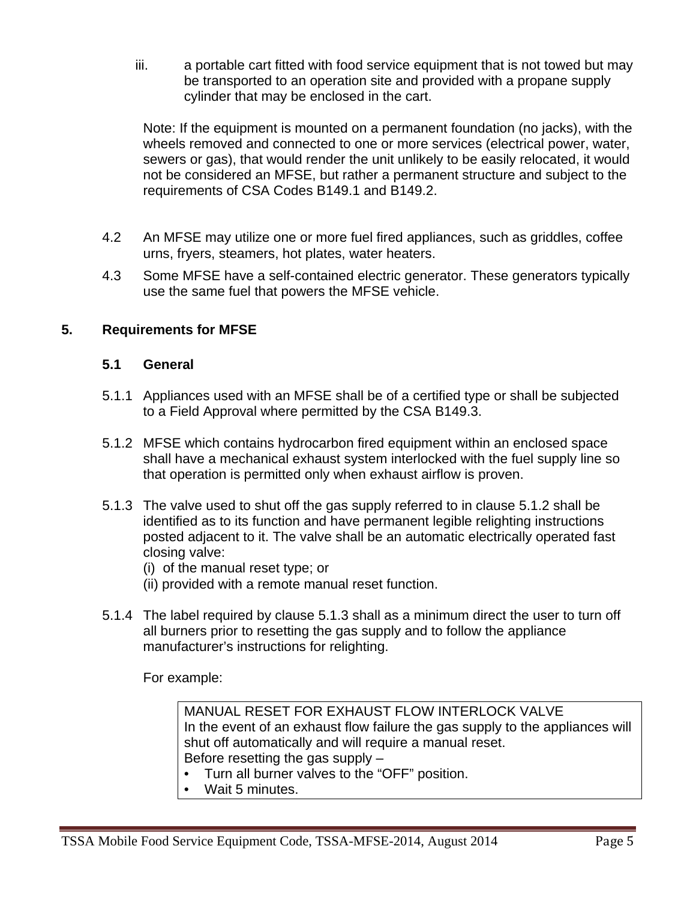iii. a portable cart fitted with food service equipment that is not towed but may be transported to an operation site and provided with a propane supply cylinder that may be enclosed in the cart.

Note: If the equipment is mounted on a permanent foundation (no jacks), with the wheels removed and connected to one or more services (electrical power, water, sewers or gas), that would render the unit unlikely to be easily relocated, it would not be considered an MFSE, but rather a permanent structure and subject to the requirements of CSA Codes B149.1 and B149.2.

4.2 An MFSE may utilize one or more fuel fired appliances, such as griddles, coffee urns, fryers, steamers, hot plates, water heaters.

4.3 Some MFSE have a self-contained electric generator. These generators typically use the same fuel that powers the MFSE vehicle.

## 5. Requirements for MFSE

### 5.1 General

5.1.1 Appliances used with an MFSE shall be of a certified type or shall be subjected to a Field Approval where permitted by the CSA B149.3.

5.1.2 MFSE which contains hydrocarbon fired equipment within an enclosed space shall have a mechanical exhaust system interlocked with the fuel supply line so that operation is permitted only when exhaust airflow is proven.

5.1.3 The valve used to shut off the gas supply referred to in clause 5.1.2 shall be identified as to its function and have permanent legible relighting instructions posted adjacent to it. The valve shall be an automatic electrically operated fast closing valve:
(i) of the manual reset type; or
(ii) provided with a remote manual reset function.

5.1.4 The label required by clause 5.1.3 shall as a minimum direct the user to turn off all burners prior to resetting the gas supply and to follow the appliance manufacturer's instructions for relighting.

For example:

> MANUAL RESET FOR EXHAUST FLOW INTERLOCK VALVE
> In the event of an exhaust flow failure the gas supply to the appliances will shut off automatically and will require a manual reset.
> Before resetting the gas supply –
> - Turn all burner valves to the "OFF" position.
> - Wait 5 minutes.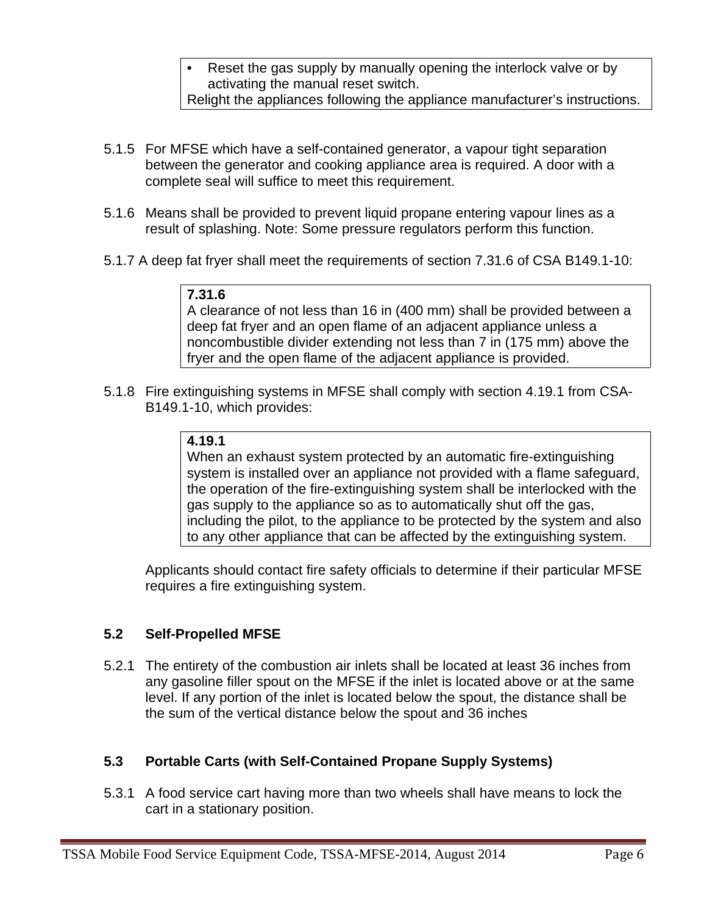> - Reset the gas supply by manually opening the interlock valve or by activating the manual reset switch.
>
> Relight the appliances following the appliance manufacturer's instructions.

5.1.5 For MFSE which have a self-contained generator, a vapour tight separation between the generator and cooking appliance area is required. A door with a complete seal will suffice to meet this requirement.

5.1.6 Means shall be provided to prevent liquid propane entering vapour lines as a result of splashing. Note: Some pressure regulators perform this function.

5.1.7 A deep fat fryer shall meet the requirements of section 7.31.6 of CSA B149.1-10:

> **7.31.6**
> A clearance of not less than 16 in (400 mm) shall be provided between a deep fat fryer and an open flame of an adjacent appliance unless a noncombustible divider extending not less than 7 in (175 mm) above the fryer and the open flame of the adjacent appliance is provided.

5.1.8 Fire extinguishing systems in MFSE shall comply with section 4.19.1 from CSA-B149.1-10, which provides:

> **4.19.1**
> When an exhaust system protected by an automatic fire-extinguishing system is installed over an appliance not provided with a flame safeguard, the operation of the fire-extinguishing system shall be interlocked with the gas supply to the appliance so as to automatically shut off the gas, including the pilot, to the appliance to be protected by the system and also to any other appliance that can be affected by the extinguishing system.

Applicants should contact fire safety officials to determine if their particular MFSE requires a fire extinguishing system.

### 5.2 Self-Propelled MFSE

5.2.1 The entirety of the combustion air inlets shall be located at least 36 inches from any gasoline filler spout on the MFSE if the inlet is located above or at the same level. If any portion of the inlet is located below the spout, the distance shall be the sum of the vertical distance below the spout and 36 inches

### 5.3 Portable Carts (with Self-Contained Propane Supply Systems)

5.3.1 A food service cart having more than two wheels shall have means to lock the cart in a stationary position.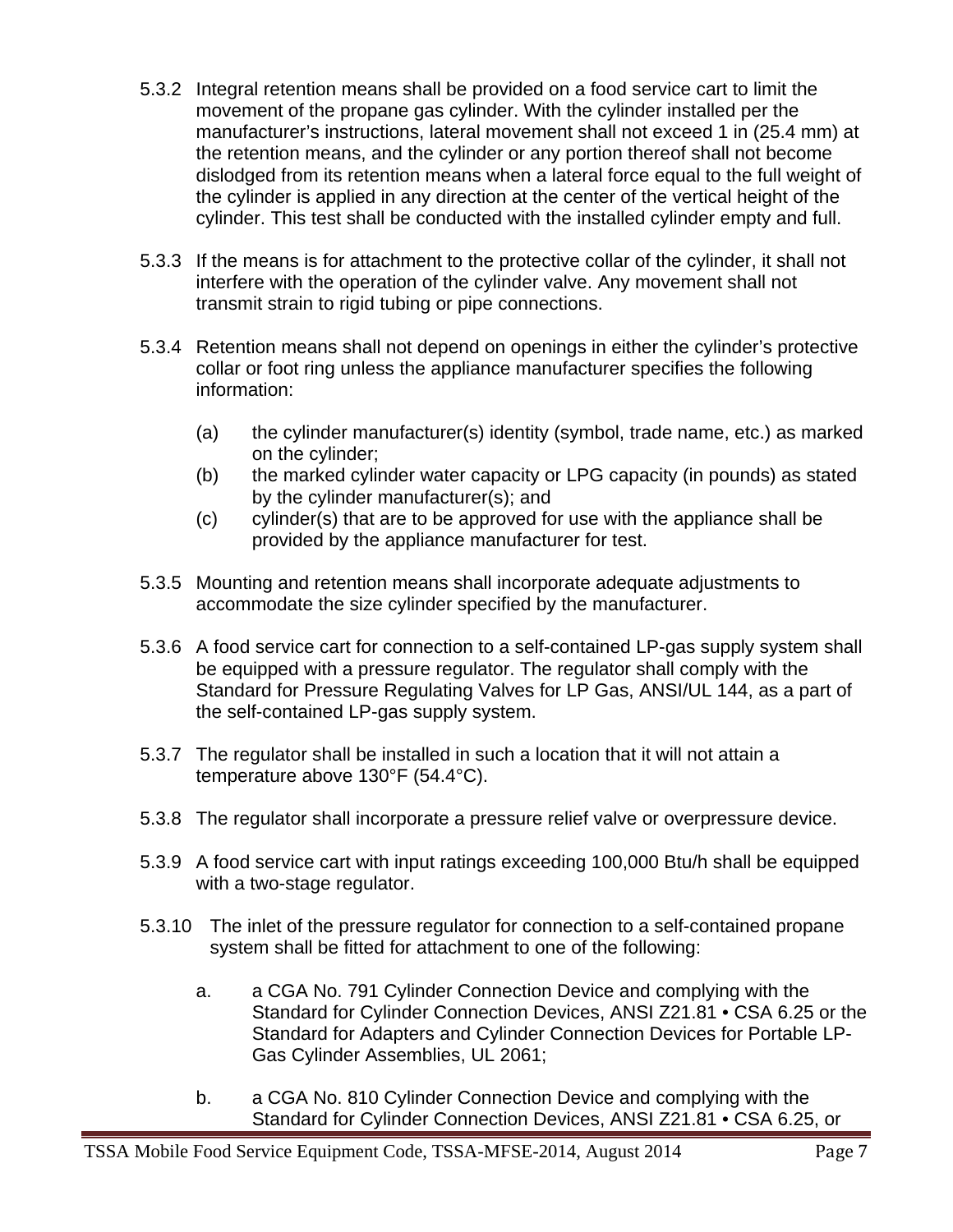5.3.2 Integral retention means shall be provided on a food service cart to limit the movement of the propane gas cylinder. With the cylinder installed per the manufacturer's instructions, lateral movement shall not exceed 1 in (25.4 mm) at the retention means, and the cylinder or any portion thereof shall not become dislodged from its retention means when a lateral force equal to the full weight of the cylinder is applied in any direction at the center of the vertical height of the cylinder. This test shall be conducted with the installed cylinder empty and full.

5.3.3 If the means is for attachment to the protective collar of the cylinder, it shall not interfere with the operation of the cylinder valve. Any movement shall not transmit strain to rigid tubing or pipe connections.

5.3.4 Retention means shall not depend on openings in either the cylinder's protective collar or foot ring unless the appliance manufacturer specifies the following information:

(a) the cylinder manufacturer(s) identity (symbol, trade name, etc.) as marked on the cylinder;
(b) the marked cylinder water capacity or LPG capacity (in pounds) as stated by the cylinder manufacturer(s); and
(c) cylinder(s) that are to be approved for use with the appliance shall be provided by the appliance manufacturer for test.

5.3.5 Mounting and retention means shall incorporate adequate adjustments to accommodate the size cylinder specified by the manufacturer.

5.3.6 A food service cart for connection to a self-contained LP-gas supply system shall be equipped with a pressure regulator. The regulator shall comply with the Standard for Pressure Regulating Valves for LP Gas, ANSI/UL 144, as a part of the self-contained LP-gas supply system.

5.3.7 The regulator shall be installed in such a location that it will not attain a temperature above 130°F (54.4°C).

5.3.8 The regulator shall incorporate a pressure relief valve or overpressure device.

5.3.9 A food service cart with input ratings exceeding 100,000 Btu/h shall be equipped with a two-stage regulator.

5.3.10 The inlet of the pressure regulator for connection to a self-contained propane system shall be fitted for attachment to one of the following:

a. a CGA No. 791 Cylinder Connection Device and complying with the Standard for Cylinder Connection Devices, ANSI Z21.81 • CSA 6.25 or the Standard for Adapters and Cylinder Connection Devices for Portable LP-Gas Cylinder Assemblies, UL 2061;

b. a CGA No. 810 Cylinder Connection Device and complying with the Standard for Cylinder Connection Devices, ANSI Z21.81 • CSA 6.25, or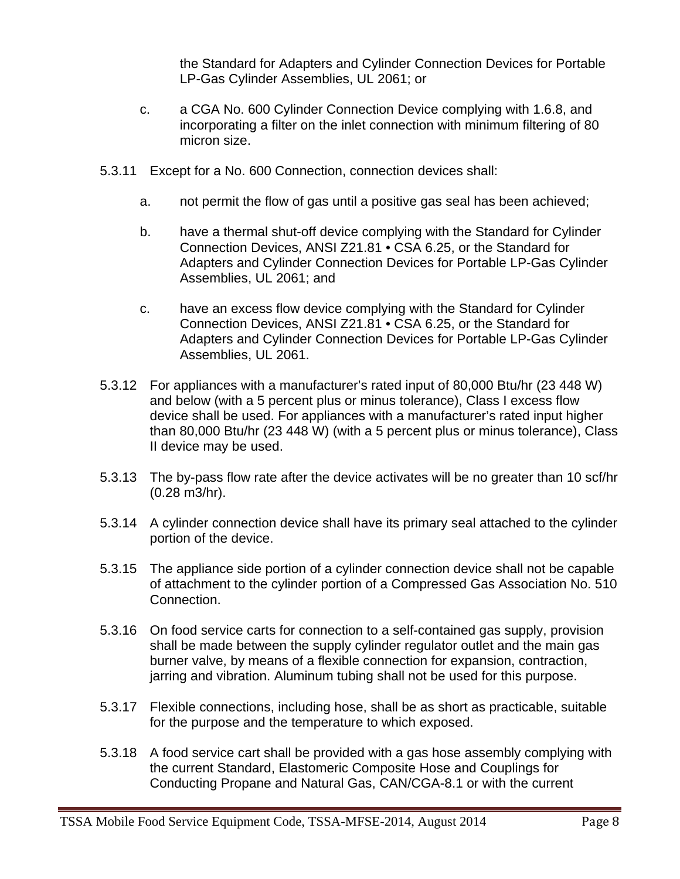the Standard for Adapters and Cylinder Connection Devices for Portable LP-Gas Cylinder Assemblies, UL 2061; or

c. a CGA No. 600 Cylinder Connection Device complying with 1.6.8, and incorporating a filter on the inlet connection with minimum filtering of 80 micron size.

5.3.11 Except for a No. 600 Connection, connection devices shall:

a. not permit the flow of gas until a positive gas seal has been achieved;

b. have a thermal shut-off device complying with the Standard for Cylinder Connection Devices, ANSI Z21.81 • CSA 6.25, or the Standard for Adapters and Cylinder Connection Devices for Portable LP-Gas Cylinder Assemblies, UL 2061; and

c. have an excess flow device complying with the Standard for Cylinder Connection Devices, ANSI Z21.81 • CSA 6.25, or the Standard for Adapters and Cylinder Connection Devices for Portable LP-Gas Cylinder Assemblies, UL 2061.

5.3.12 For appliances with a manufacturer's rated input of 80,000 Btu/hr (23 448 W) and below (with a 5 percent plus or minus tolerance), Class I excess flow device shall be used. For appliances with a manufacturer's rated input higher than 80,000 Btu/hr (23 448 W) (with a 5 percent plus or minus tolerance), Class II device may be used.

5.3.13 The by-pass flow rate after the device activates will be no greater than 10 scf/hr (0.28 m3/hr).

5.3.14 A cylinder connection device shall have its primary seal attached to the cylinder portion of the device.

5.3.15 The appliance side portion of a cylinder connection device shall not be capable of attachment to the cylinder portion of a Compressed Gas Association No. 510 Connection.

5.3.16 On food service carts for connection to a self-contained gas supply, provision shall be made between the supply cylinder regulator outlet and the main gas burner valve, by means of a flexible connection for expansion, contraction, jarring and vibration. Aluminum tubing shall not be used for this purpose.

5.3.17 Flexible connections, including hose, shall be as short as practicable, suitable for the purpose and the temperature to which exposed.

5.3.18 A food service cart shall be provided with a gas hose assembly complying with the current Standard, Elastomeric Composite Hose and Couplings for Conducting Propane and Natural Gas, CAN/CGA-8.1 or with the current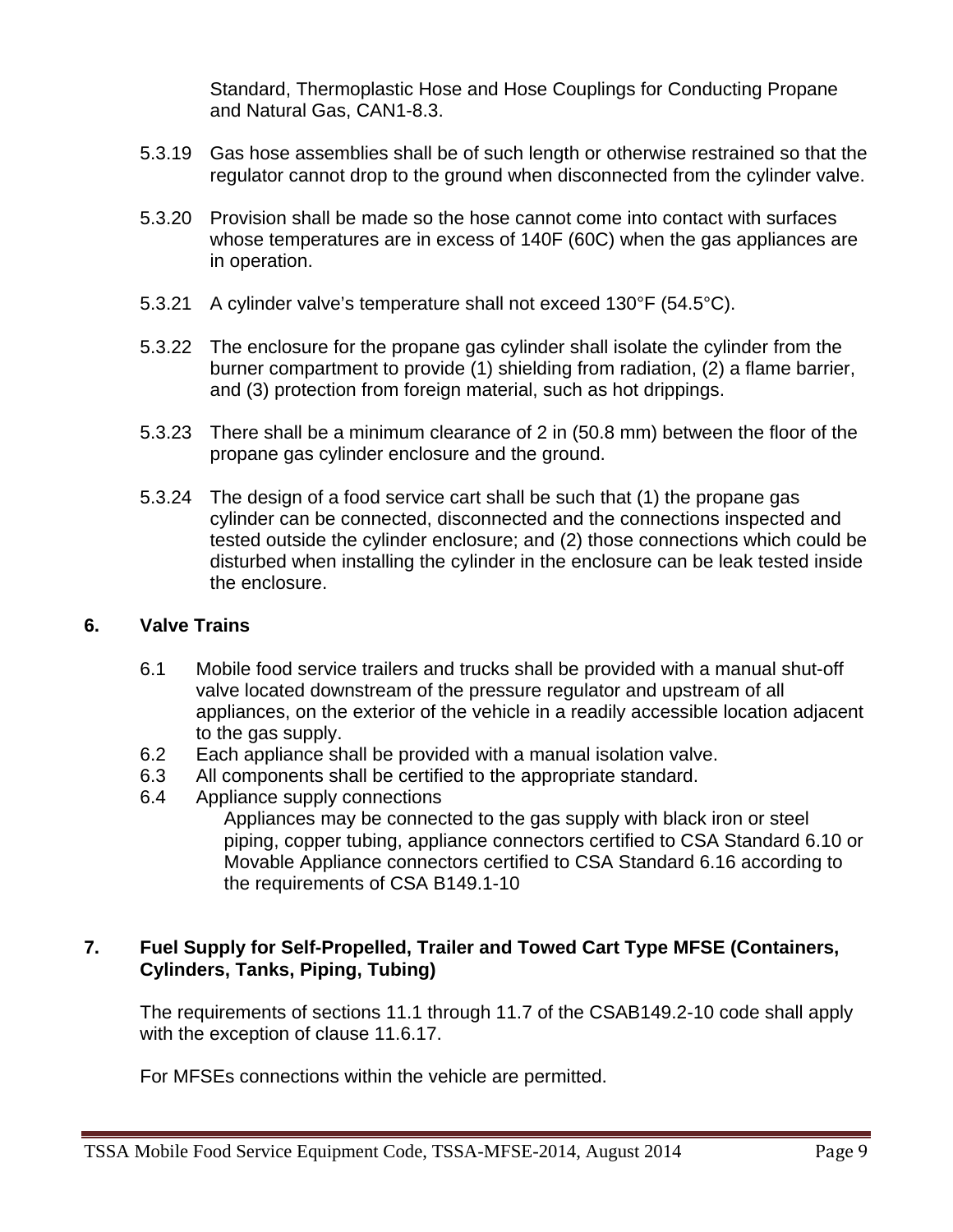Standard, Thermoplastic Hose and Hose Couplings for Conducting Propane and Natural Gas, CAN1-8.3.

5.3.19 Gas hose assemblies shall be of such length or otherwise restrained so that the regulator cannot drop to the ground when disconnected from the cylinder valve.

5.3.20 Provision shall be made so the hose cannot come into contact with surfaces whose temperatures are in excess of 140F (60C) when the gas appliances are in operation.

5.3.21 A cylinder valve's temperature shall not exceed 130°F (54.5°C).

5.3.22 The enclosure for the propane gas cylinder shall isolate the cylinder from the burner compartment to provide (1) shielding from radiation, (2) a flame barrier, and (3) protection from foreign material, such as hot drippings.

5.3.23 There shall be a minimum clearance of 2 in (50.8 mm) between the floor of the propane gas cylinder enclosure and the ground.

5.3.24 The design of a food service cart shall be such that (1) the propane gas cylinder can be connected, disconnected and the connections inspected and tested outside the cylinder enclosure; and (2) those connections which could be disturbed when installing the cylinder in the enclosure can be leak tested inside the enclosure.

## 6. Valve Trains

6.1 Mobile food service trailers and trucks shall be provided with a manual shut-off valve located downstream of the pressure regulator and upstream of all appliances, on the exterior of the vehicle in a readily accessible location adjacent to the gas supply.

6.2 Each appliance shall be provided with a manual isolation valve.

6.3 All components shall be certified to the appropriate standard.

6.4 Appliance supply connections

Appliances may be connected to the gas supply with black iron or steel piping, copper tubing, appliance connectors certified to CSA Standard 6.10 or Movable Appliance connectors certified to CSA Standard 6.16 according to the requirements of CSA B149.1-10

## 7. Fuel Supply for Self-Propelled, Trailer and Towed Cart Type MFSE (Containers, Cylinders, Tanks, Piping, Tubing)

The requirements of sections 11.1 through 11.7 of the CSAB149.2-10 code shall apply with the exception of clause 11.6.17.

For MFSEs connections within the vehicle are permitted.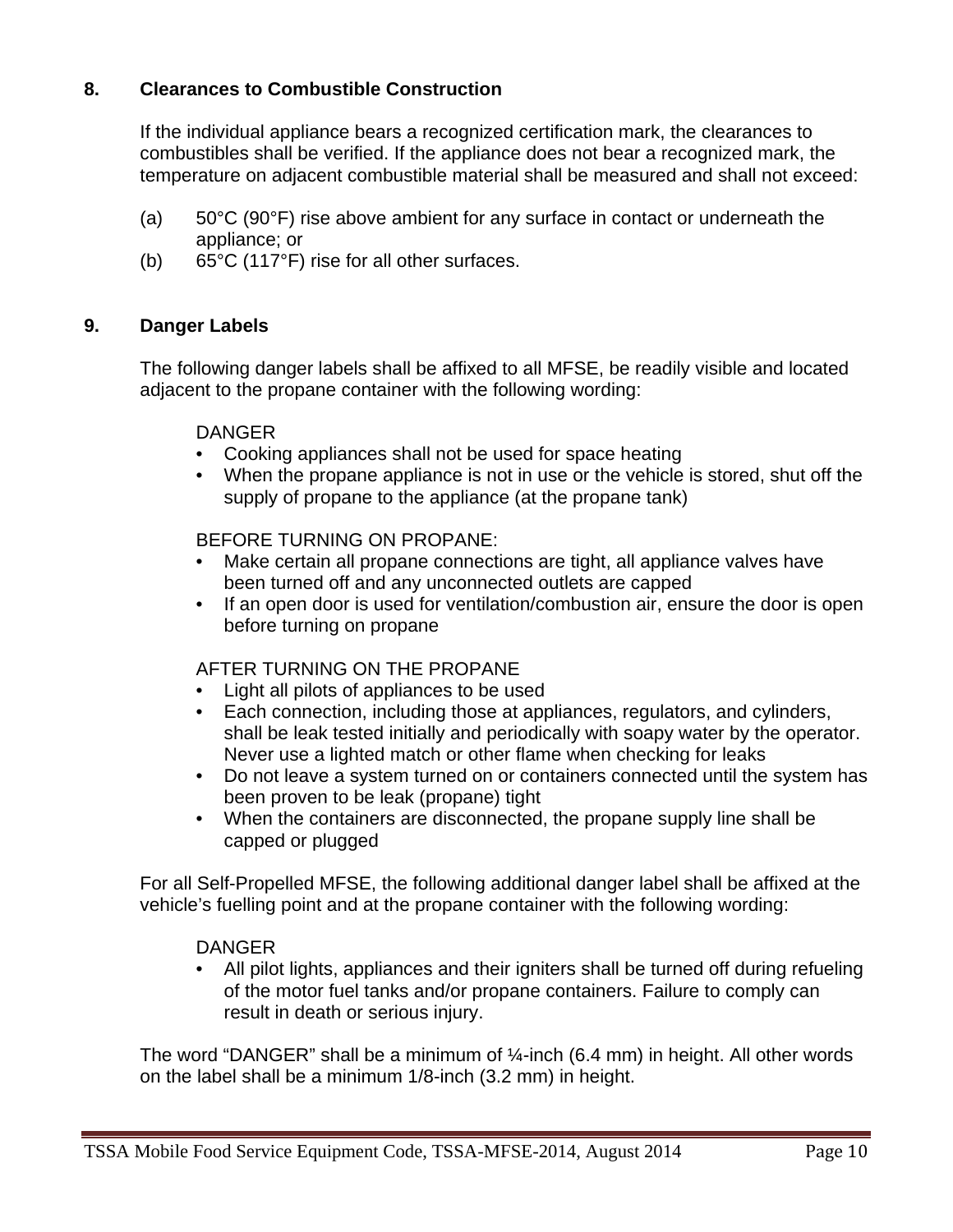## 8. Clearances to Combustible Construction

If the individual appliance bears a recognized certification mark, the clearances to combustibles shall be verified. If the appliance does not bear a recognized mark, the temperature on adjacent combustible material shall be measured and shall not exceed:

(a) 50°C (90°F) rise above ambient for any surface in contact or underneath the appliance; or

(b) 65°C (117°F) rise for all other surfaces.

## 9. Danger Labels

The following danger labels shall be affixed to all MFSE, be readily visible and located adjacent to the propane container with the following wording:

DANGER

- Cooking appliances shall not be used for space heating
- When the propane appliance is not in use or the vehicle is stored, shut off the supply of propane to the appliance (at the propane tank)

BEFORE TURNING ON PROPANE:

- Make certain all propane connections are tight, all appliance valves have been turned off and any unconnected outlets are capped
- If an open door is used for ventilation/combustion air, ensure the door is open before turning on propane

AFTER TURNING ON THE PROPANE

- Light all pilots of appliances to be used
- Each connection, including those at appliances, regulators, and cylinders, shall be leak tested initially and periodically with soapy water by the operator. Never use a lighted match or other flame when checking for leaks
- Do not leave a system turned on or containers connected until the system has been proven to be leak (propane) tight
- When the containers are disconnected, the propane supply line shall be capped or plugged

For all Self-Propelled MFSE, the following additional danger label shall be affixed at the vehicle's fuelling point and at the propane container with the following wording:

DANGER

- All pilot lights, appliances and their igniters shall be turned off during refueling of the motor fuel tanks and/or propane containers. Failure to comply can result in death or serious injury.

The word "DANGER" shall be a minimum of ¼-inch (6.4 mm) in height. All other words on the label shall be a minimum 1/8-inch (3.2 mm) in height.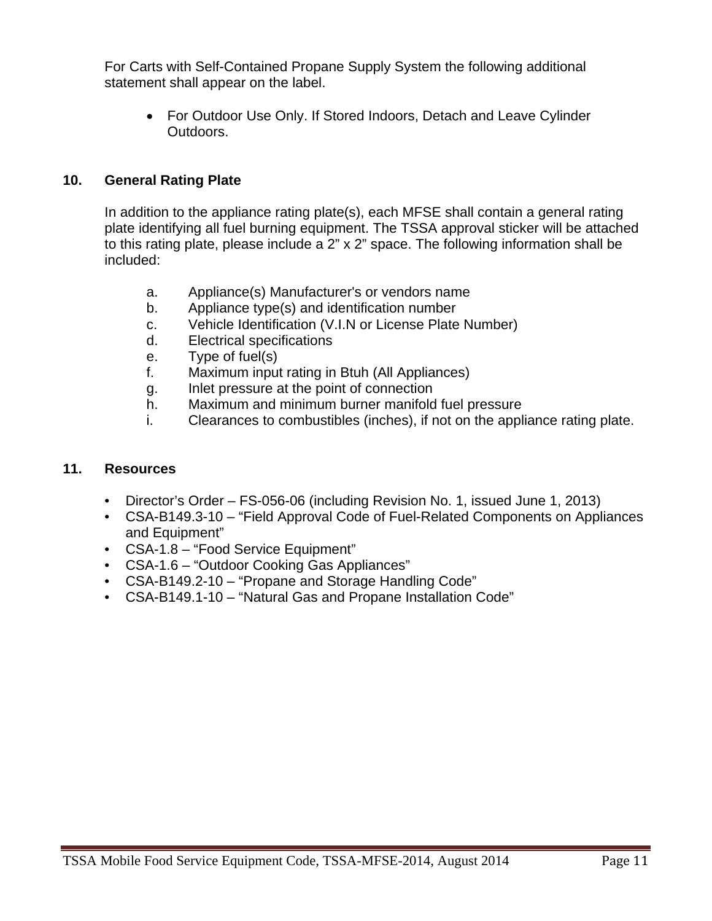For Carts with Self-Contained Propane Supply System the following additional statement shall appear on the label.

- For Outdoor Use Only. If Stored Indoors, Detach and Leave Cylinder Outdoors.

## 10. General Rating Plate

In addition to the appliance rating plate(s), each MFSE shall contain a general rating plate identifying all fuel burning equipment. The TSSA approval sticker will be attached to this rating plate, please include a 2" x 2" space. The following information shall be included:

a. Appliance(s) Manufacturer's or vendors name
b. Appliance type(s) and identification number
c. Vehicle Identification (V.I.N or License Plate Number)
d. Electrical specifications
e. Type of fuel(s)
f. Maximum input rating in Btuh (All Appliances)
g. Inlet pressure at the point of connection
h. Maximum and minimum burner manifold fuel pressure
i. Clearances to combustibles (inches), if not on the appliance rating plate.

## 11. Resources

- Director's Order – FS-056-06 (including Revision No. 1, issued June 1, 2013)
- CSA-B149.3-10 – "Field Approval Code of Fuel-Related Components on Appliances and Equipment"
- CSA-1.8 – "Food Service Equipment"
- CSA-1.6 – "Outdoor Cooking Gas Appliances"
- CSA-B149.2-10 – "Propane and Storage Handling Code"
- CSA-B149.1-10 – "Natural Gas and Propane Installation Code"